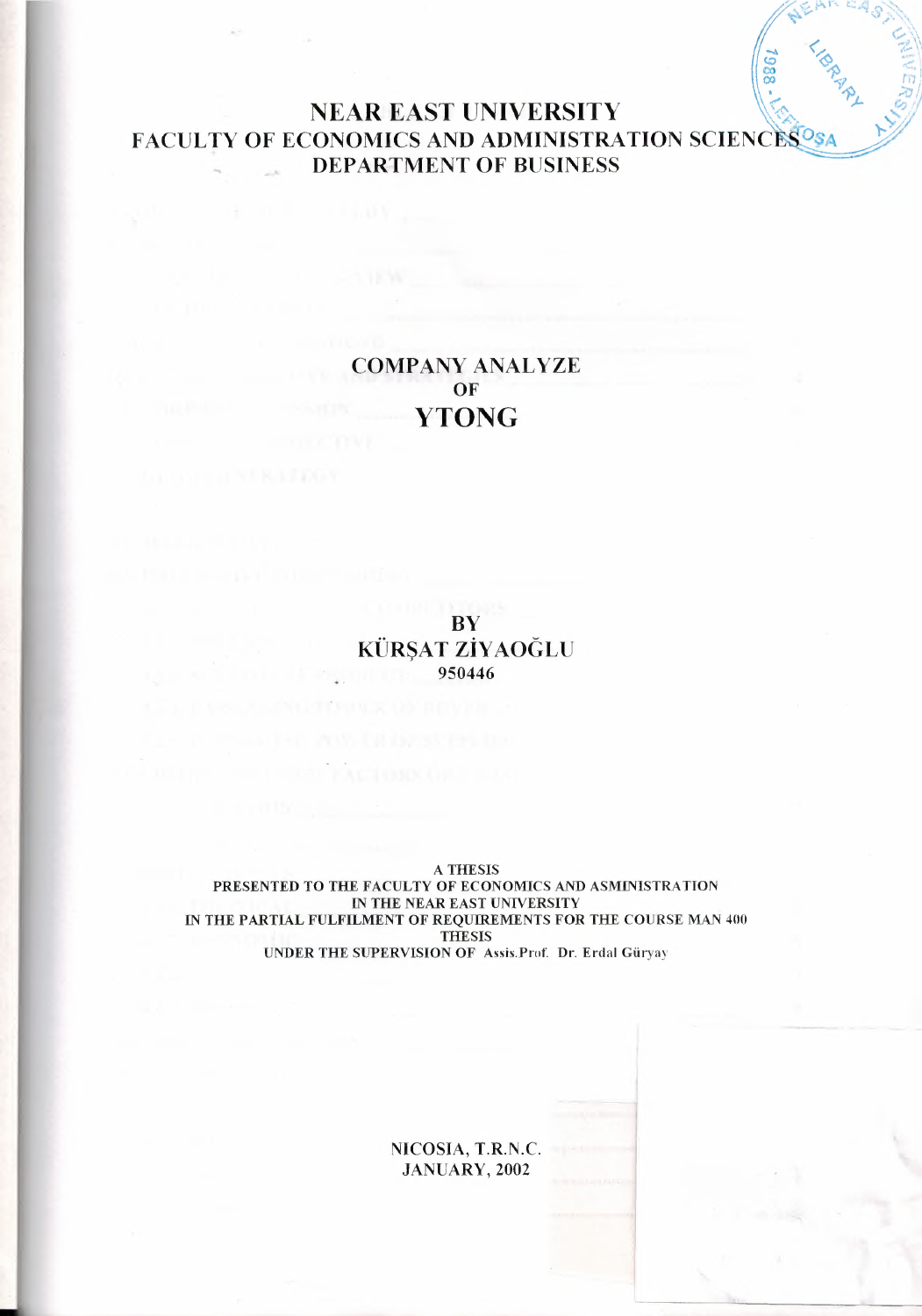# NEAR EAST UNIVERSITY

## FACULTY OF ECONOMICS AND ADMINISTRATION SCIENCES

## DEPARTMENT OF BUSINESS

# COMPANY ANALYZE OF YTONG

BY

**KÜRŞAT ZİYAOĞLU**

**950446**

A THESIS
PRESENTED TO THE FACULTY OF ECONOMICS AND ASMINISTRATION
IN THE NEAR EAST UNIVERSITY
IN THE PARTIAL FULFILMENT OF REQUIREMENTS FOR THE COURSE MAN 400
THESIS
UNDER THE SUPERVISION OF Assis.Prof. Dr. Erdal Güryay

NICOSIA, T.R.N.C.
JANUARY, 2002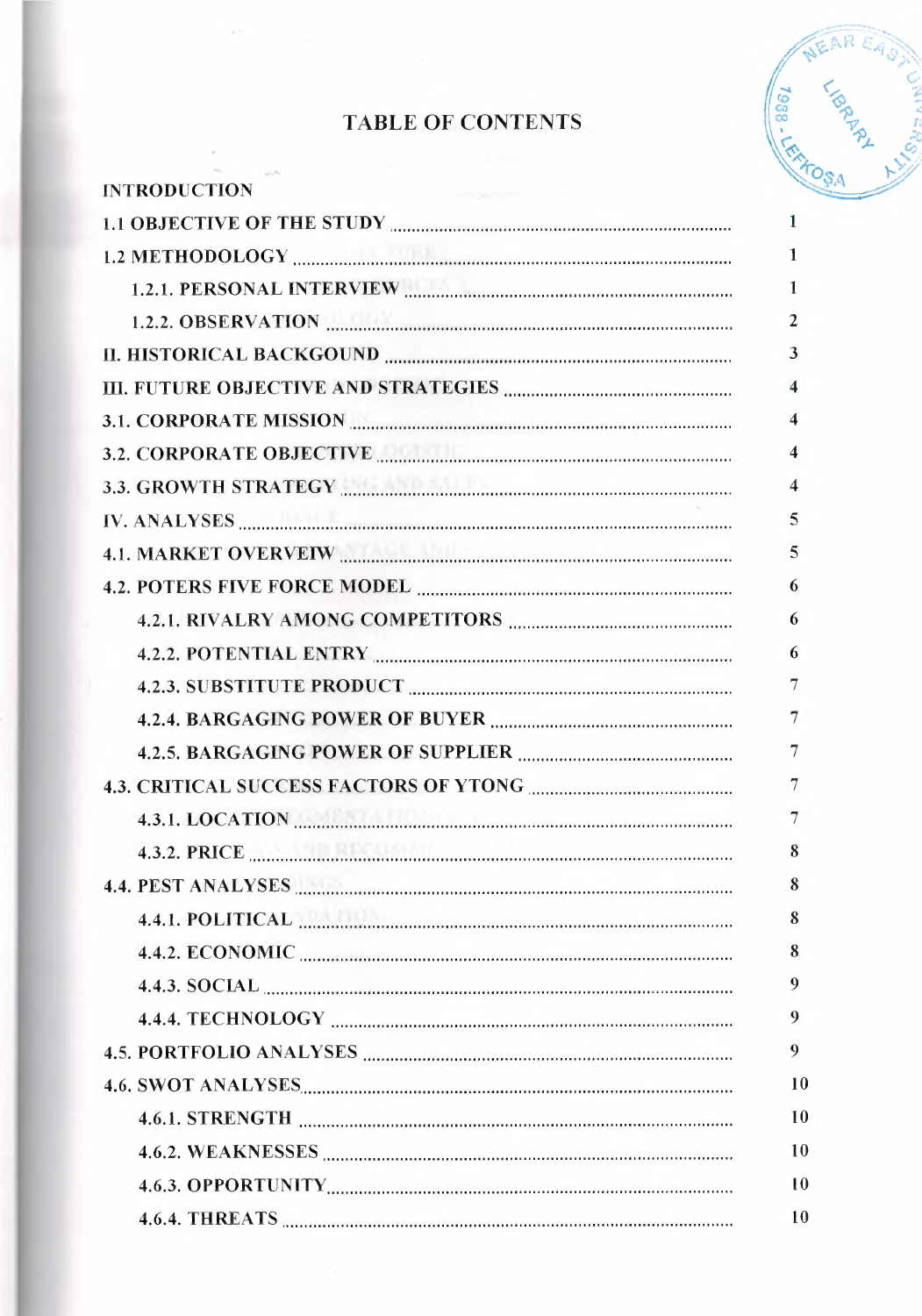# TABLE OF CONTENTS

| | |
|---|---|
| INTRODUCTION | |
| 1.1 OBJECTIVE OF THE STUDY | 1 |
| 1.2 METHODOLOGY | 1 |
| 1.2.1. PERSONAL INTERVIEW | 1 |
| 1.2.2. OBSERVATION | 2 |
| II. HISTORICAL BACKGOUND | 3 |
| III. FUTURE OBJECTIVE AND STRATEGIES | 4 |
| 3.1. CORPORATE MISSION | 4 |
| 3.2. CORPORATE OBJECTIVE | 4 |
| 3.3. GROWTH STRATEGY | 4 |
| IV. ANALYSES | 5 |
| 4.1. MARKET OVERVEIW | 5 |
| 4.2. POTERS FIVE FORCE MODEL | 6 |
| 4.2.1. RIVALRY AMONG COMPETITORS | 6 |
| 4.2.2. POTENTIAL ENTRY | 6 |
| 4.2.3. SUBSTITUTE PRODUCT | 7 |
| 4.2.4. BARGAGING POWER OF BUYER | 7 |
| 4.2.5. BARGAGING POWER OF SUPPLIER | 7 |
| 4.3. CRITICAL SUCCESS FACTORS OF YTONG | 7 |
| 4.3.1. LOCATION | 7 |
| 4.3.2. PRICE | 8 |
| 4.4. PEST ANALYSES | 8 |
| 4.4.1. POLITICAL | 8 |
| 4.4.2. ECONOMIC | 8 |
| 4.4.3. SOCIAL | 9 |
| 4.4.4. TECHNOLOGY | 9 |
| 4.5. PORTFOLIO ANALYSES | 9 |
| 4.6. SWOT ANALYSES | 10 |
| 4.6.1. STRENGTH | 10 |
| 4.6.2. WEAKNESSES | 10 |
| 4.6.3. OPPORTUNITY | 10 |
| 4.6.4. THREATS | 10 |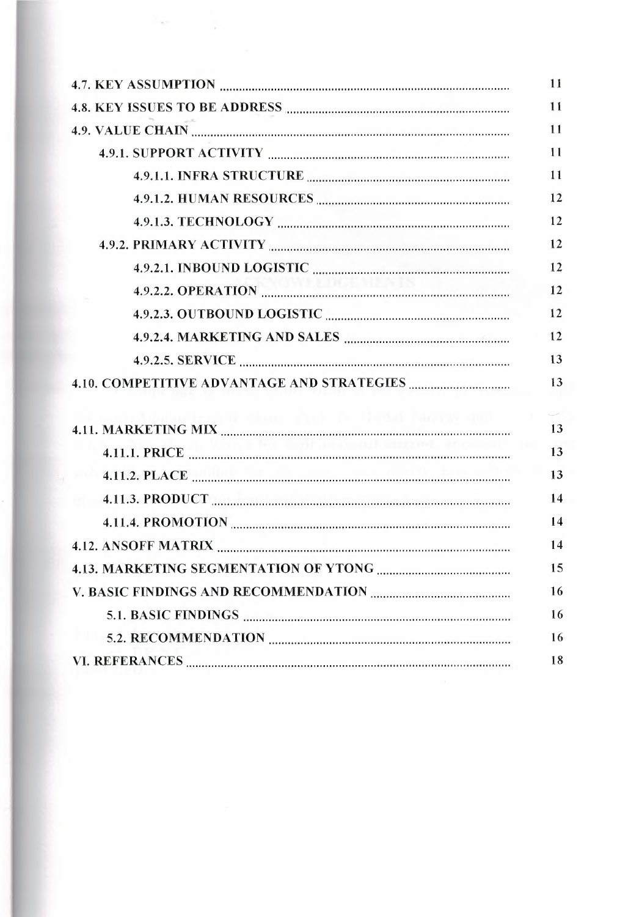4.7. KEY ASSUMPTION ........................................................................................ 11

4.8. KEY ISSUES TO BE ADDRESS ..................................................................... 11

4.9. VALUE CHAIN .................................................................................................. 11

- 4.9.1. SUPPORT ACTIVITY ............................................................................ 11
  - 4.9.1.1. INFRA STRUCTURE ............................................................... 11
  - 4.9.1.2. HUMAN RESOURCES ........................................................... 12
  - 4.9.1.3. TECHNOLOGY ........................................................................ 12
- 4.9.2. PRIMARY ACTIVITY ............................................................................ 12
  - 4.9.2.1. INBOUND LOGISTIC ............................................................ 12
  - 4.9.2.2. OPERATION ............................................................................. 12
  - 4.9.2.3. OUTBOUND LOGISTIC ........................................................ 12
  - 4.9.2.4. MARKETING AND SALES .................................................... 12
  - 4.9.2.5. SERVICE .................................................................................... 13

4.10. COMPETITIVE ADVANTAGE AND STRATEGIES ................................ 13

4.11. MARKETING MIX ........................................................................................ 13

- 4.11.1. PRICE ...................................................................................................... 13
- 4.11.2. PLACE ..................................................................................................... 13
- 4.11.3. PRODUCT ............................................................................................... 14
- 4.11.4. PROMOTION ......................................................................................... 14

4.12. ANSOFF MATRIX .......................................................................................... 14

4.13. MARKETING SEGMENTATION OF YTONG .......................................... 15

V. BASIC FINDINGS AND RECOMMENDATION ............................................ 16

- 5.1. BASIC FINDINGS .................................................................................... 16
- 5.2. RECOMMENDATION ............................................................................. 16

VI. REFERANCES ..................................................................................................... 18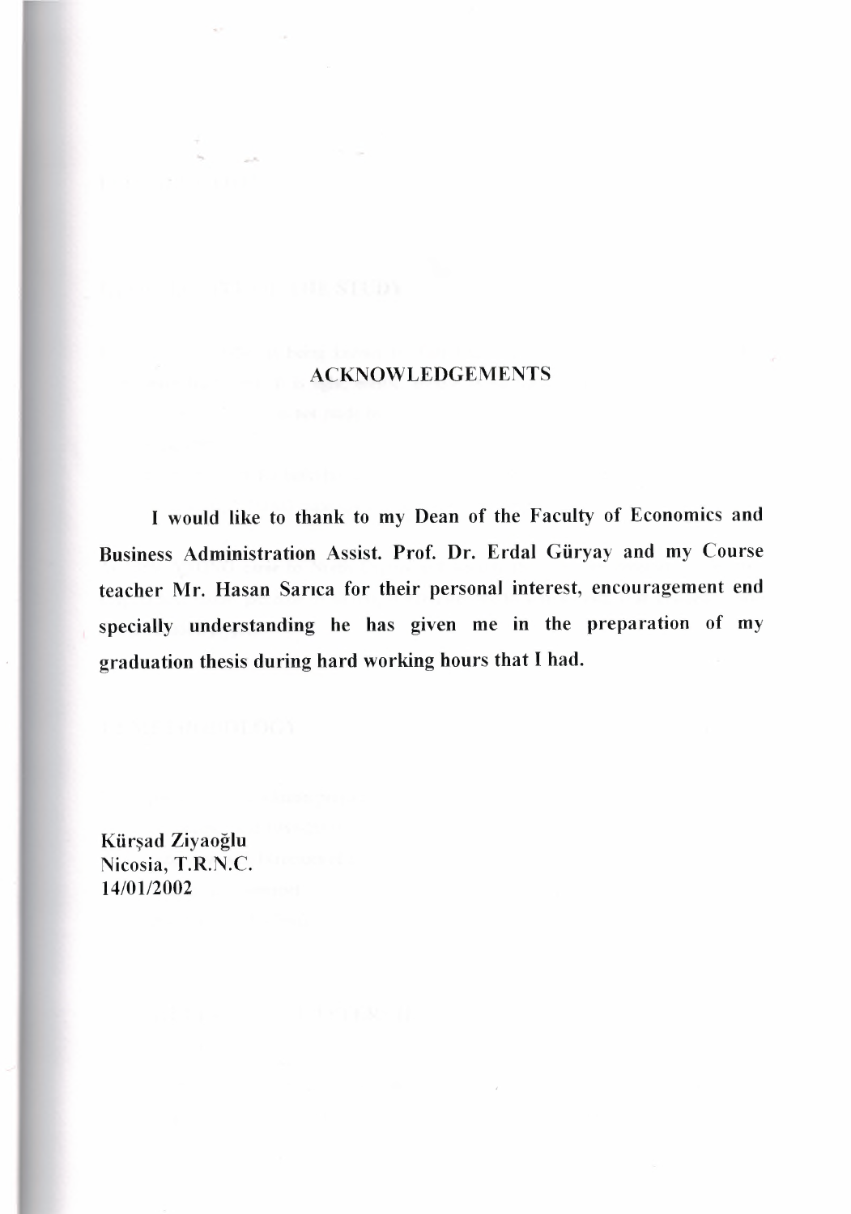## ACKNOWLEDGEMENTS

**I would like to thank to my Dean of the Faculty of Economics and Business Administration Assist. Prof. Dr. Erdal Güryay and my Course teacher Mr. Hasan Sarıca for their personal interest, encouragement end specially understanding he has given me in the preparation of my graduation thesis during hard working hours that I had.**

**Kürşad Ziyaoğlu**
Nicosia, T.R.N.C.
**14/01/2002**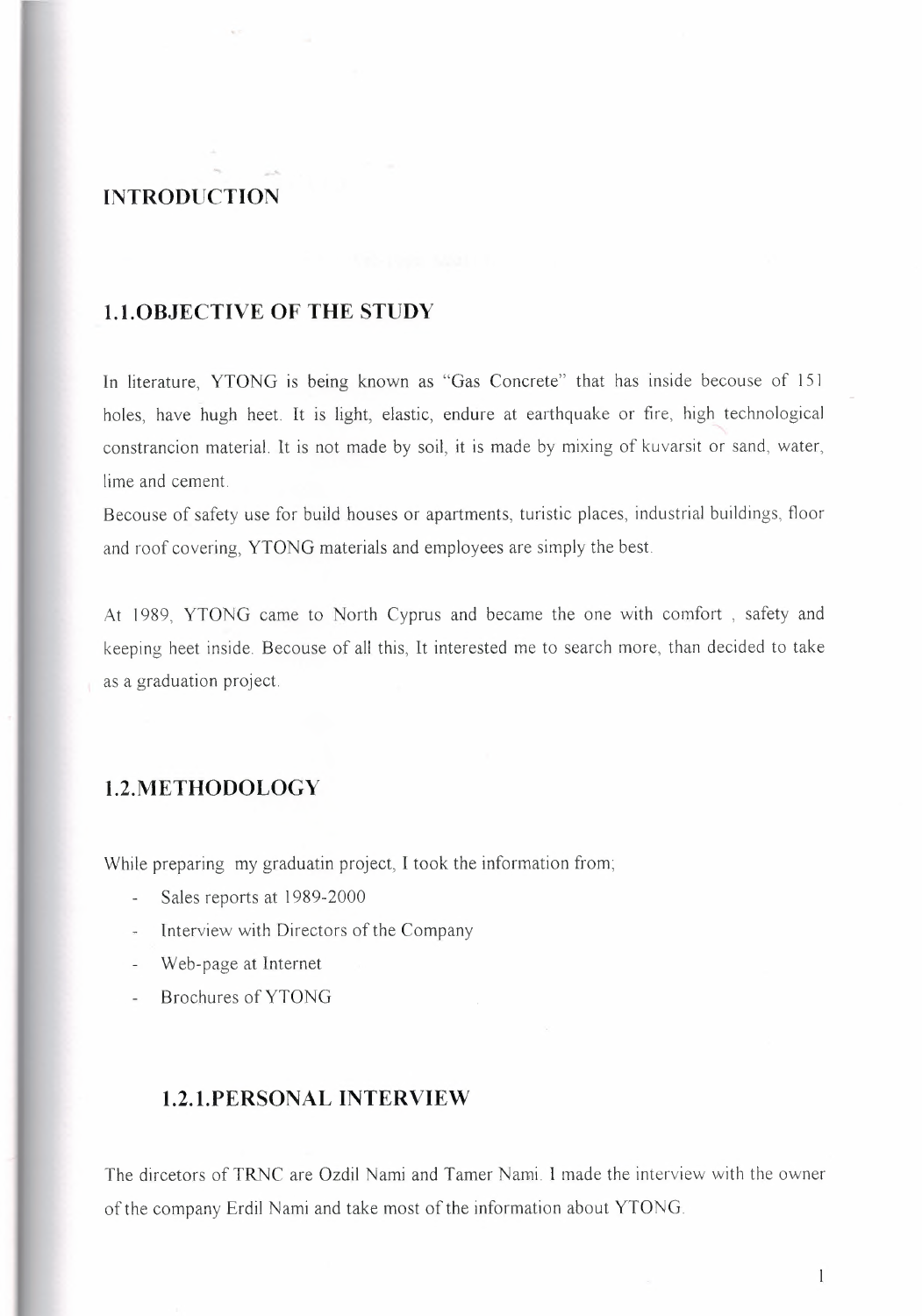# INTRODUCTION

## 1.1.OBJECTIVE OF THE STUDY

In literature, YTONG is being known as "Gas Concrete" that has inside becouse of 151 holes, have hugh heet. It is light, elastic, endure at earthquake or fire, high technological constrancion material. It is not made by soil, it is made by mixing of kuvarsit or sand, water, lime and cement.

Becouse of safety use for build houses or apartments, turistic places, industrial buildings, floor and roof covering, YTONG materials and employees are simply the best.

At 1989, YTONG came to North Cyprus and became the one with comfort , safety and keeping heet inside. Becouse of all this, It interested me to search more, than decided to take as a graduation project.

## 1.2.METHODOLOGY

While preparing my graduatin project, I took the information from;

- Sales reports at 1989-2000
- Interview with Directors of the Company
- Web-page at Internet
- Brochures of YTONG

### 1.2.1.PERSONAL INTERVIEW

The dircetors of TRNC are Ozdil Nami and Tamer Nami. I made the interview with the owner of the company Erdil Nami and take most of the information about YTONG.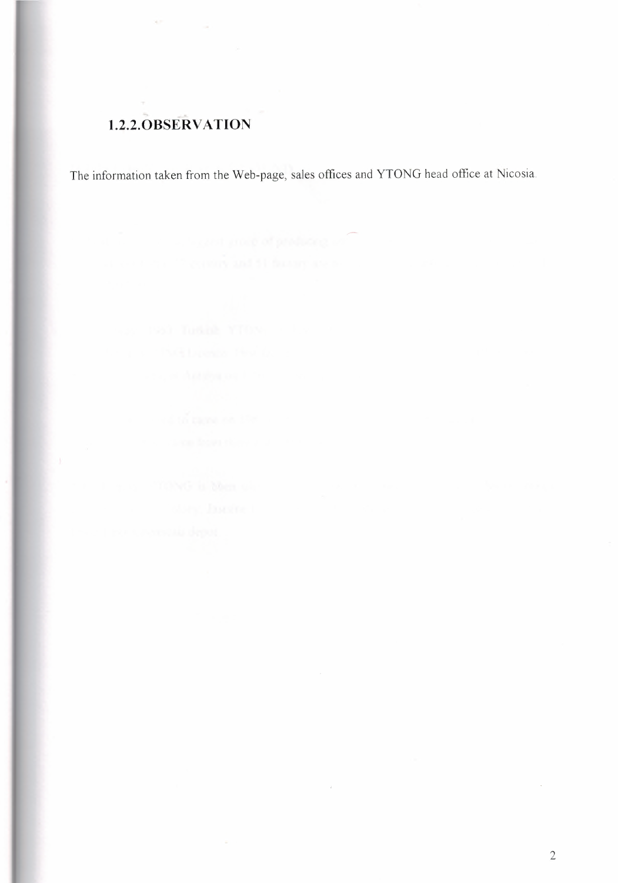## 1.2.2.OBSERVATION

The information taken from the Web-page, sales offices and YTONG head office at Nicosia.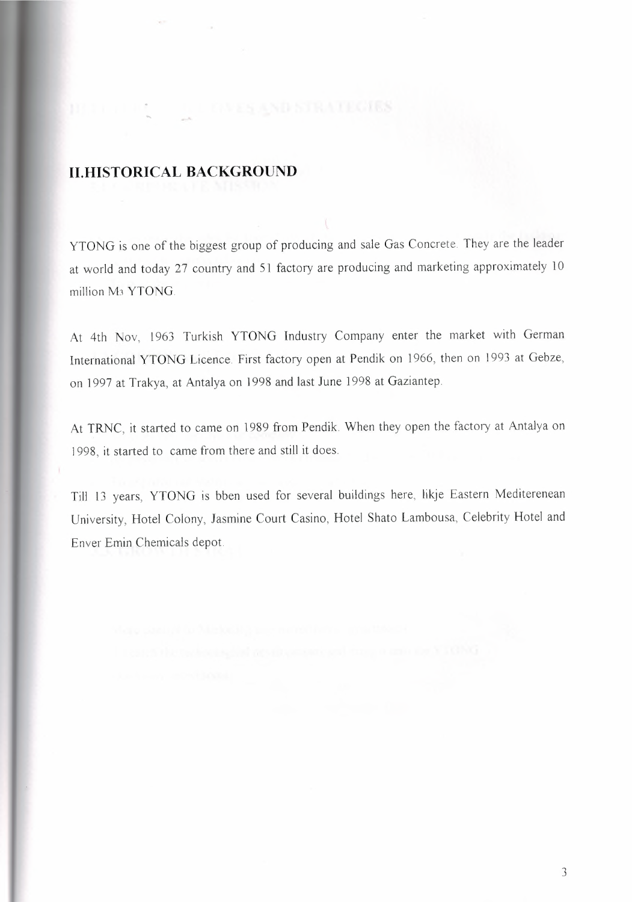## II.HISTORICAL BACKGROUND

YTONG is one of the biggest group of producing and sale Gas Concrete. They are the leader at world and today 27 country and 51 factory are producing and marketing approximately 10 million $M^3$ YTONG.

At 4th Nov, 1963 Turkish YTONG Industry Company enter the market with German International YTONG Licence. First factory open at Pendik on 1966, then on 1993 at Gebze, on 1997 at Trakya, at Antalya on 1998 and last June 1998 at Gaziantep.

At TRNC, it started to came on 1989 from Pendik. When they open the factory at Antalya on 1998, it started to came from there and still it does.

Till 13 years, YTONG is bben used for several buildings here, likje Eastern Mediterenean University, Hotel Colony, Jasmine Court Casino, Hotel Shato Lambousa, Celebrity Hotel and Enver Emin Chemicals depot.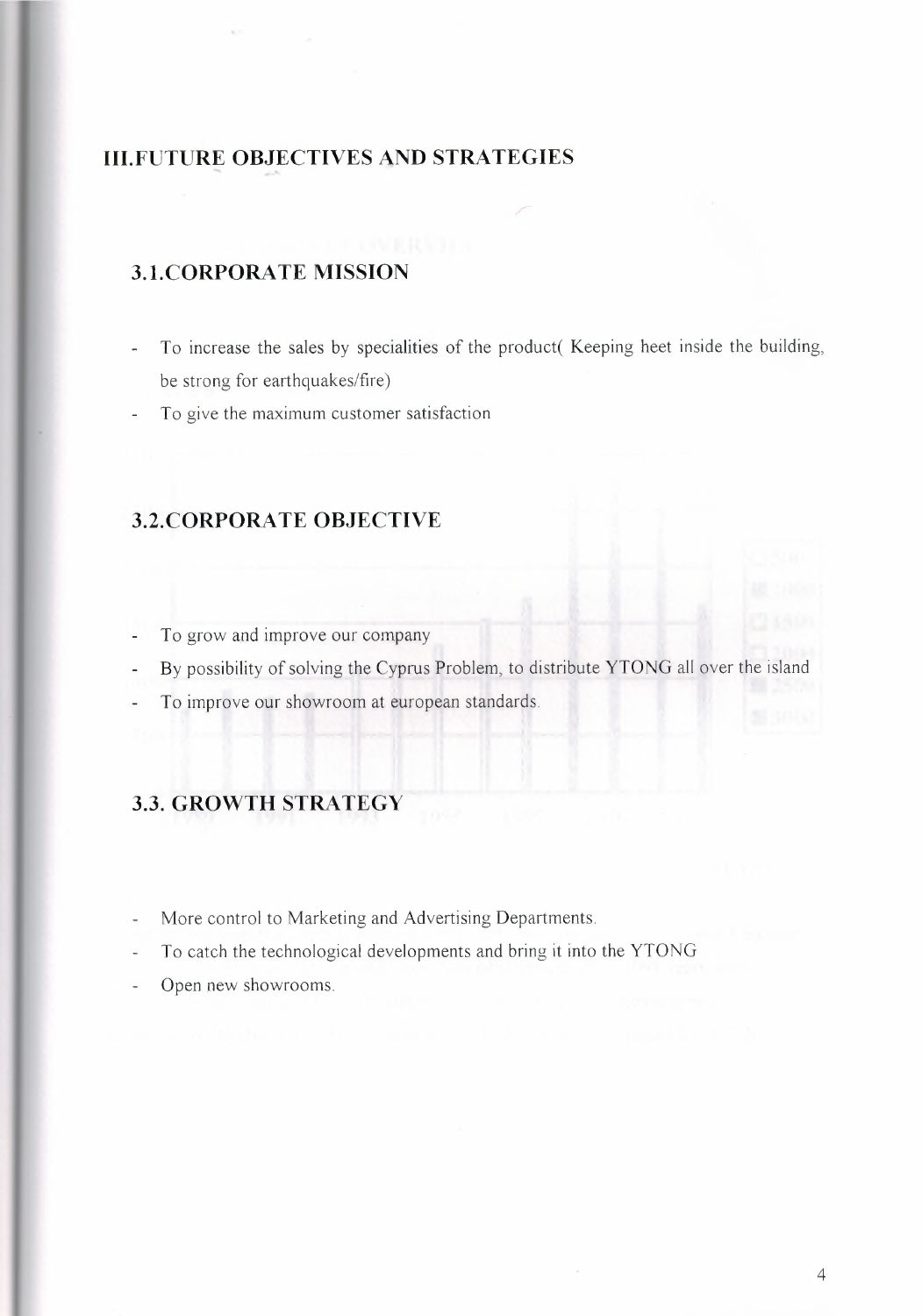## III.FUTURE OBJECTIVES AND STRATEGIES

### 3.1.CORPORATE MISSION

- To increase the sales by specialities of the product( Keeping heet inside the building, be strong for earthquakes/fire)
- To give the maximum customer satisfaction

### 3.2.CORPORATE OBJECTIVE

- To grow and improve our company
- By possibility of solving the Cyprus Problem, to distribute YTONG all over the island
- To improve our showroom at european standards.

### 3.3. GROWTH STRATEGY

- More control to Marketing and Advertising Departments.
- To catch the technological developments and bring it into the YTONG
- Open new showrooms.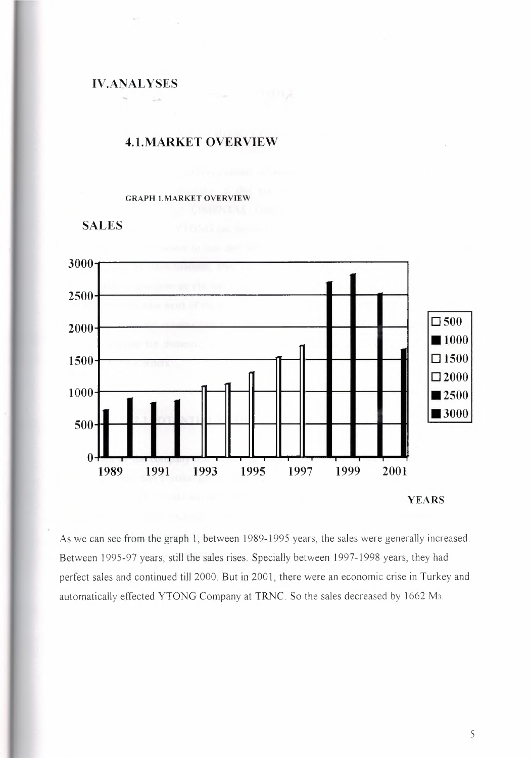# IV.ANALYSES

## 4.1.MARKET OVERVIEW

GRAPH 1.MARKET OVERVIEW

As we can see from the graph 1, between 1989-1995 years, the sales were generally increased. Between 1995-97 years, still the sales rises. Specially between 1997-1998 years, they had perfect sales and continued till 2000. But in 2001, there were an economic crise in Turkey and automatically effected YTONG Company at TRNC. So the sales decreased by 1662 $M_3$.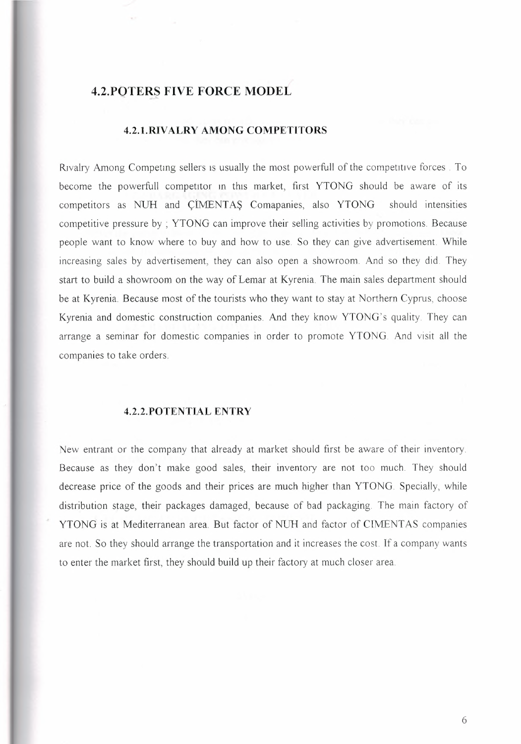## 4.2.POTERS FIVE FORCE MODEL

### 4.2.1.RIVALRY AMONG COMPETITORS

Rıvalry Among Competıng sellers ıs usually the most powerfull of the competıtıve forces . To become the powerfull competıtor ın thıs market, first YTONG should be aware of its competitors as NUH and ÇİMENTAŞ Comapanies, also YTONG should intensities competitive pressure by ; YTONG can improve their selling activities by promotions. Because people want to know where to buy and how to use. So they can give advertisement. While increasing sales by advertisement, they can also open a showroom. And so they did. They start to build a showroom on the way of Lemar at Kyrenia. The main sales department should be at Kyrenia. Because most of the tourists who they want to stay at Northern Cyprus, choose Kyrenia and domestic construction companies. And they know YTONG's quality. They can arrange a seminar for domestic companies in order to promote YTONG. And visit all the companies to take orders.

### 4.2.2.POTENTIAL ENTRY

New entrant or the company that already at market should first be aware of their inventory. Because as they don't make good sales, their inventory are not too much. They should decrease price of the goods and their prices are much higher than YTONG. Specially, while distribution stage, their packages damaged, because of bad packaging. The main factory of YTONG is at Mediterranean area. But factor of NUH and factor of CIMENTAS companies are not. So they should arrange the transportation and it increases the cost. If a company wants to enter the market first, they should build up their factory at much closer area.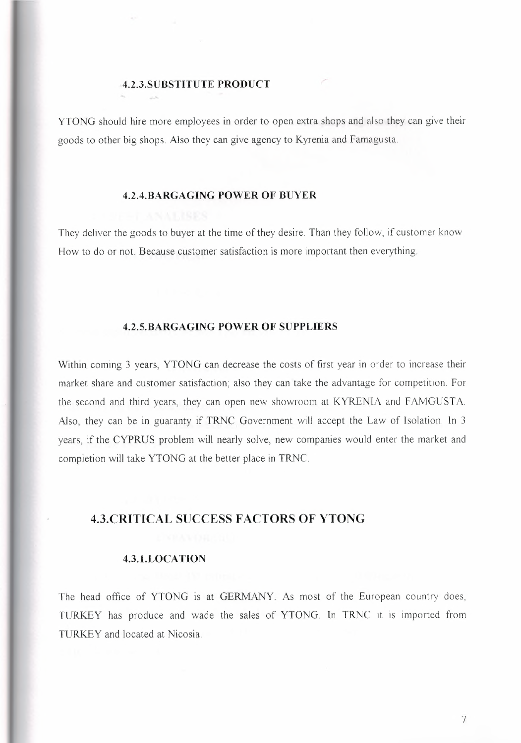### 4.2.3.SUBSTITUTE PRODUCT

YTONG should hire more employees in order to open extra shops and also they can give their goods to other big shops. Also they can give agency to Kyrenia and Famagusta.

### 4.2.4.BARGAGING POWER OF BUYER

They deliver the goods to buyer at the time of they desire. Than they follow, if customer know How to do or not. Because customer satisfaction is more important then everything.

### 4.2.5.BARGAGING POWER OF SUPPLIERS

Within coming 3 years, YTONG can decrease the costs of first year in order to increase their market share and customer satisfaction; also they can take the advantage for competition. For the second and third years, they can open new showroom at KYRENIA and FAMGUSTA. Also, they can be in guaranty if TRNC Government will accept the Law of Isolation. In 3 years, if the CYPRUS problem will nearly solve, new companies would enter the market and completion will take YTONG at the better place in TRNC.

## 4.3.CRITICAL SUCCESS FACTORS OF YTONG

### 4.3.1.LOCATION

The head office of YTONG is at GERMANY. As most of the European country does, TURKEY has produce and wade the sales of YTONG. In TRNC it is imported from TURKEY and located at Nicosia.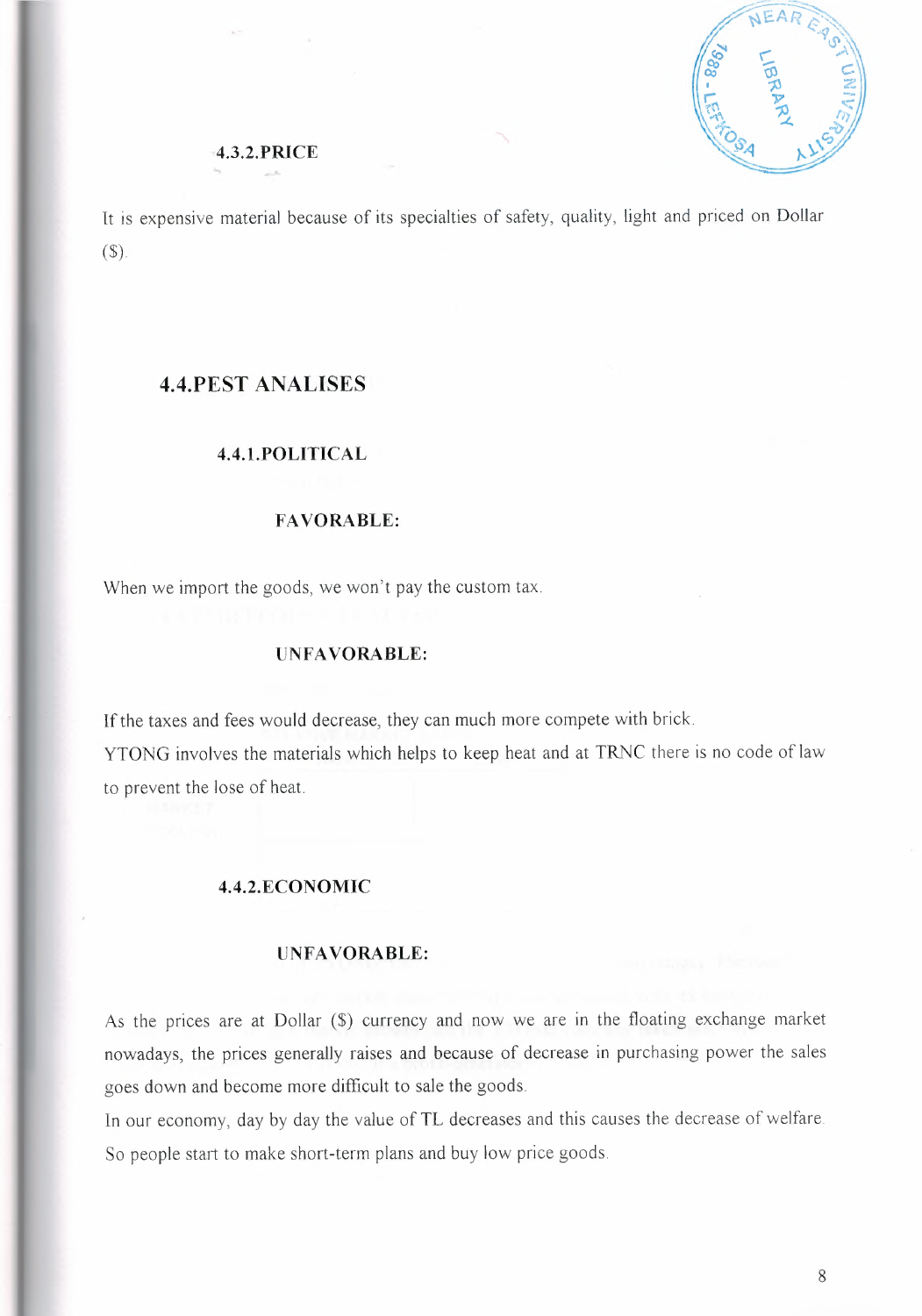### 4.3.2.PRICE

It is expensive material because of its specialties of safety, quality, light and priced on Dollar ($).

## 4.4.PEST ANALISES

### 4.4.1.POLITICAL

#### FAVORABLE:

When we import the goods, we won't pay the custom tax.

#### UNFAVORABLE:

If the taxes and fees would decrease, they can much more compete with brick.
YTONG involves the materials which helps to keep heat and at TRNC there is no code of law to prevent the lose of heat.

### 4.4.2.ECONOMIC

#### UNFAVORABLE:

As the prices are at Dollar ($) currency and now we are in the floating exchange market nowadays, the prices generally raises and because of decrease in purchasing power the sales goes down and become more difficult to sale the goods.
In our economy, day by day the value of TL decreases and this causes the decrease of welfare. So people start to make short-term plans and buy low price goods.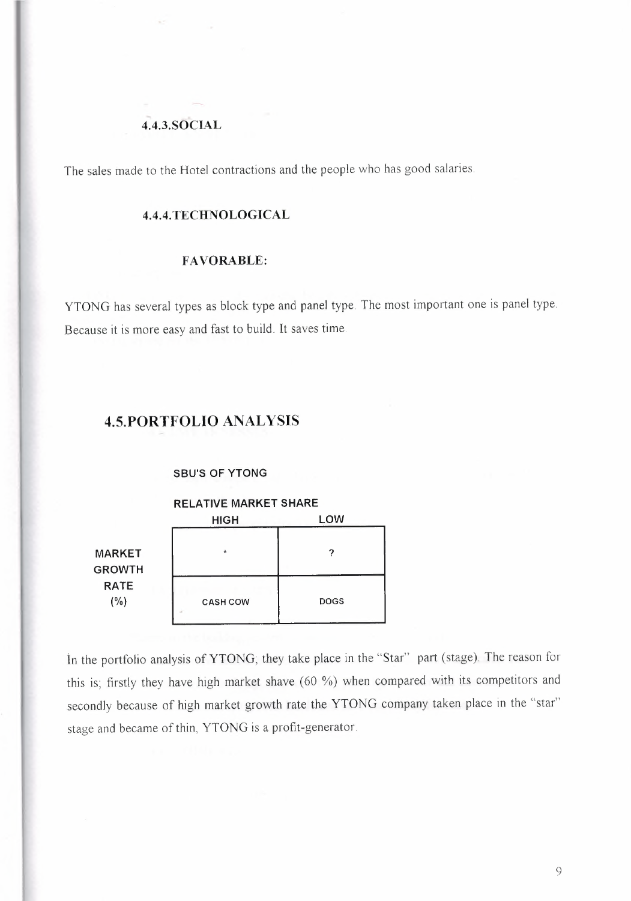#### 4.4.3.SOCIAL

The sales made to the Hotel contractions and the people who has good salaries.

#### 4.4.4.TECHNOLOGICAL

##### FAVORABLE:

YTONG has several types as block type and panel type. The most important one is panel type. Because it is more easy and fast to build. It saves time.

## 4.5.PORTFOLIO ANALYSIS

**SBU'S OF YTONG**

| MARKET GROWTH RATE (%) | RELATIVE MARKET SHARE: HIGH | RELATIVE MARKET SHARE: LOW |
|---|---|---|
| | * | ? |
| | CASH COW | DOGS |

In the portfolio analysis of YTONG, they take place in the "Star" part (stage). The reason for this is; firstly they have high market shave (60 %) when compared with its competitors and secondly because of high market growth rate the YTONG company taken place in the "star" stage and became of thin, YTONG is a profit-generator.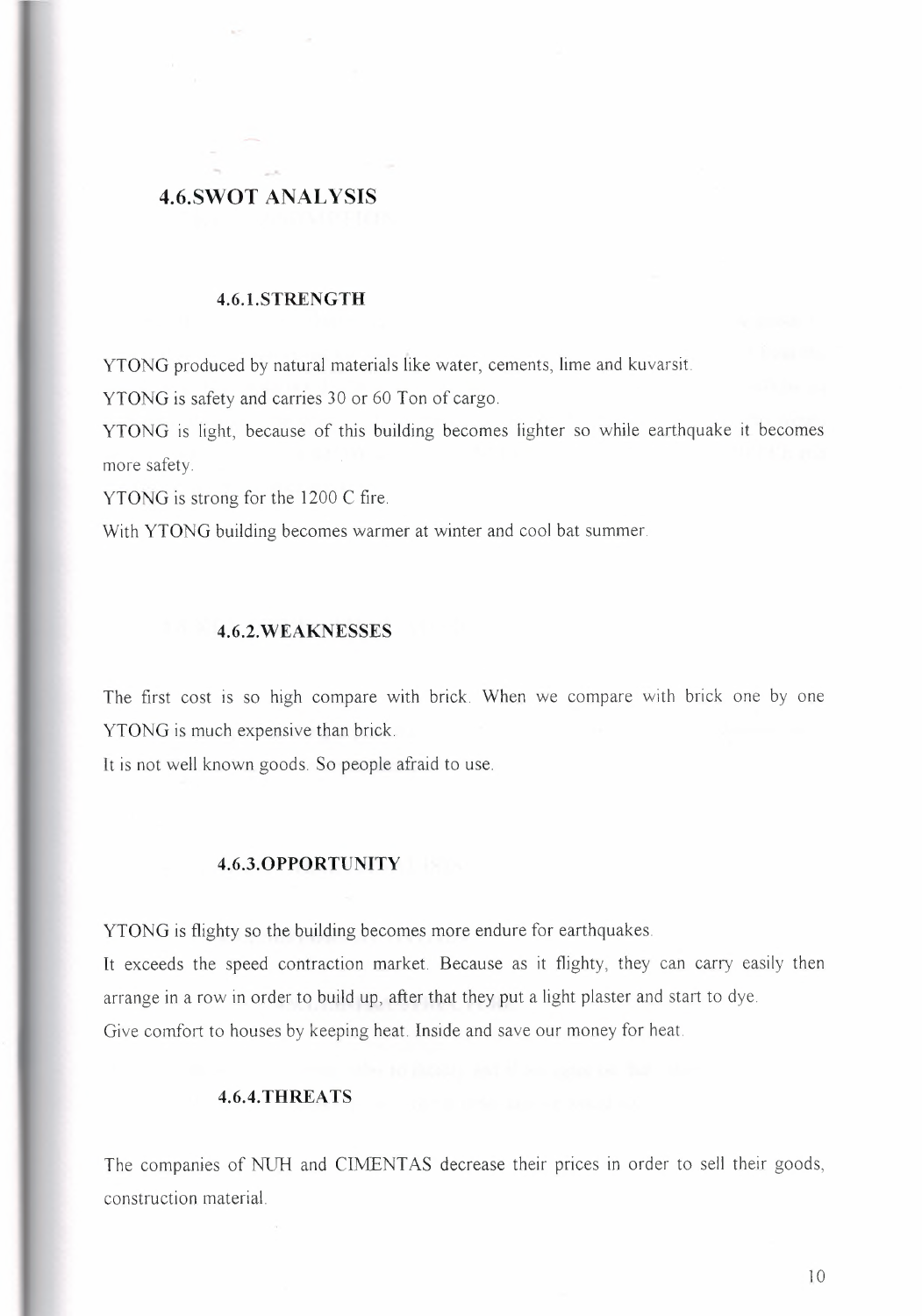## 4.6.SWOT ANALYSIS

### 4.6.1.STRENGTH

YTONG produced by natural materials like water, cements, lime and kuvarsit.

YTONG is safety and carries 30 or 60 Ton of cargo.

YTONG is light, because of this building becomes lighter so while earthquake it becomes more safety.

YTONG is strong for the 1200 C fire.

With YTONG building becomes warmer at winter and cool bat summer.

### 4.6.2.WEAKNESSES

The first cost is so high compare with brick. When we compare with brick one by one YTONG is much expensive than brick.

It is not well known goods. So people afraid to use.

### 4.6.3.OPPORTUNITY

YTONG is flighty so the building becomes more endure for earthquakes.

It exceeds the speed contraction market. Because as it flighty, they can carry easily then arrange in a row in order to build up, after that they put a light plaster and start to dye.

Give comfort to houses by keeping heat. Inside and save our money for heat.

### 4.6.4.THREATS

The companies of NUH and CIMENTAS decrease their prices in order to sell their goods, construction material.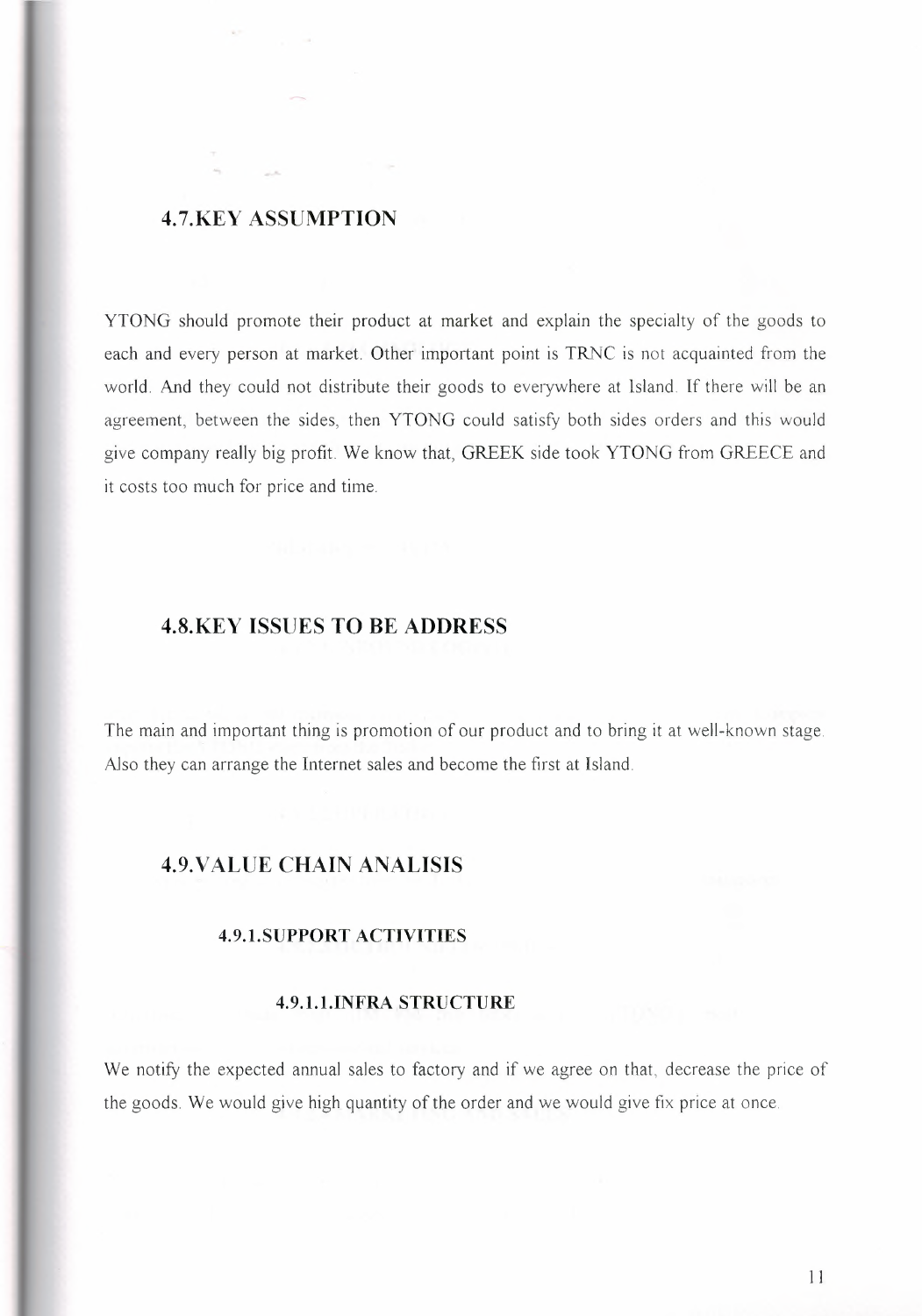## 4.7.KEY ASSUMPTION

YTONG should promote their product at market and explain the specialty of the goods to each and every person at market. Other important point is TRNC is not acquainted from the world. And they could not distribute their goods to everywhere at Island. If there will be an agreement, between the sides, then YTONG could satisfy both sides orders and this would give company really big profit. We know that, GREEK side took YTONG from GREECE and it costs too much for price and time.

## 4.8.KEY ISSUES TO BE ADDRESS

The main and important thing is promotion of our product and to bring it at well-known stage. Also they can arrange the Internet sales and become the first at Island.

## 4.9.VALUE CHAIN ANALISIS

### 4.9.1.SUPPORT ACTIVITIES

#### 4.9.1.1.INFRA STRUCTURE

We notify the expected annual sales to factory and if we agree on that, decrease the price of the goods. We would give high quantity of the order and we would give fix price at once.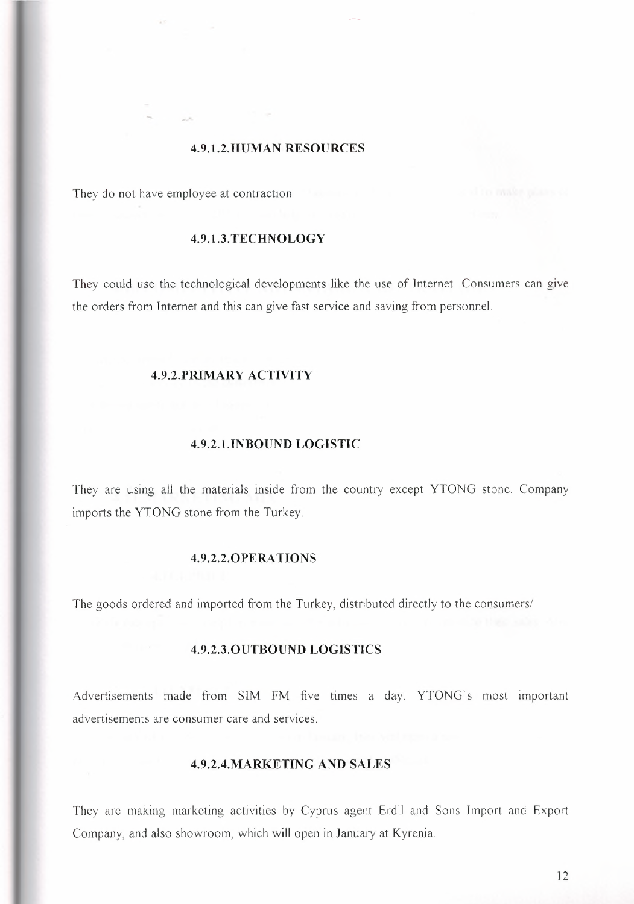#### 4.9.1.2.HUMAN RESOURCES

They do not have employee at contraction

#### 4.9.1.3.TECHNOLOGY

They could use the technological developments like the use of Internet. Consumers can give the orders from Internet and this can give fast service and saving from personnel.

### 4.9.2.PRIMARY ACTIVITY

#### 4.9.2.1.INBOUND LOGISTIC

They are using all the materials inside from the country except YTONG stone. Company imports the YTONG stone from the Turkey.

#### 4.9.2.2.OPERATIONS

The goods ordered and imported from the Turkey, distributed directly to the consumers/

#### 4.9.2.3.OUTBOUND LOGISTICS

Advertisements made from SIM FM five times a day. YTONG's most important advertisements are consumer care and services.

#### 4.9.2.4.MARKETING AND SALES

They are making marketing activities by Cyprus agent Erdil and Sons Import and Export Company, and also showroom, which will open in January at Kyrenia.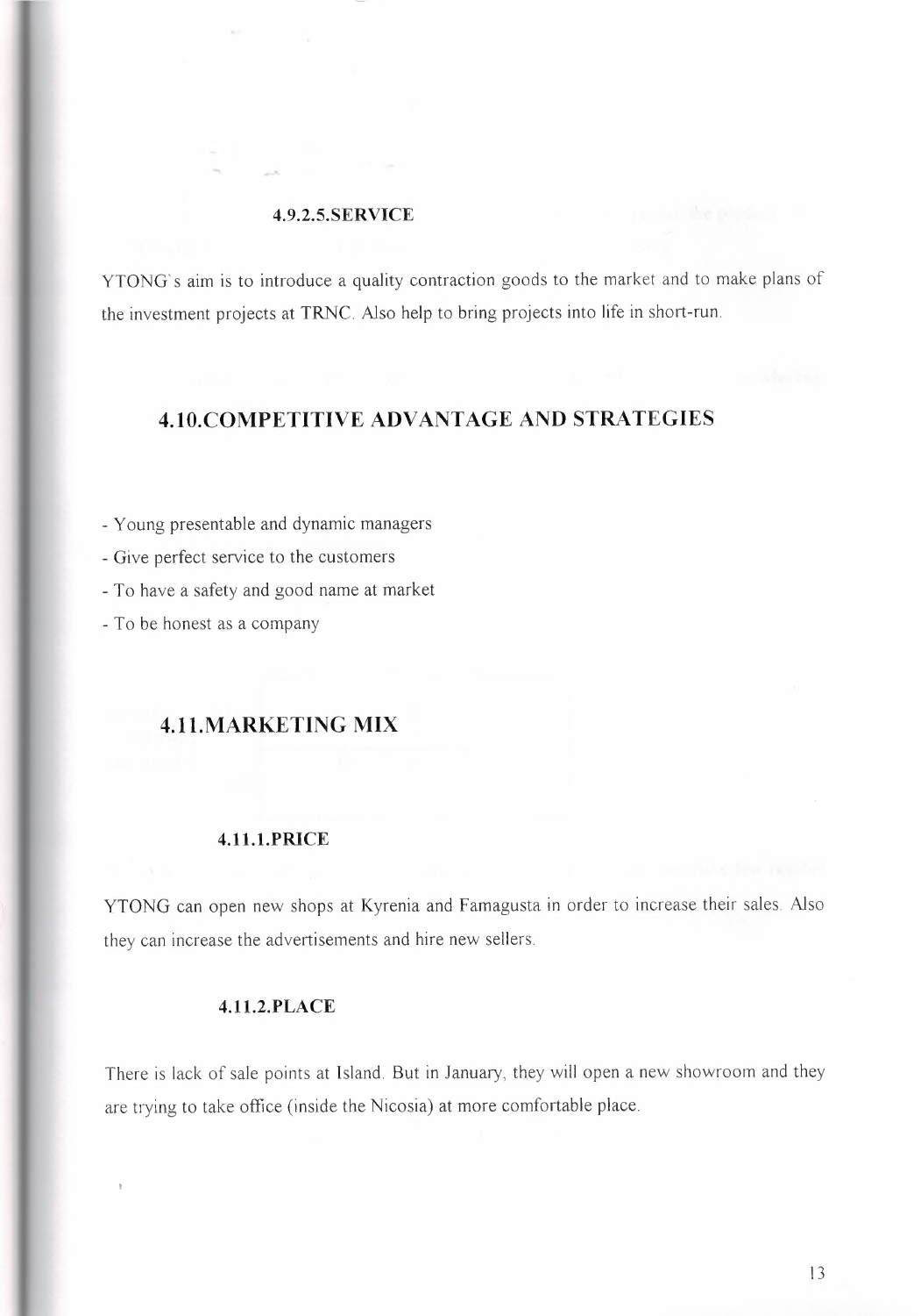#### 4.9.2.5.SERVICE

YTONG`s aim is to introduce a quality contraction goods to the market and to make plans of the investment projects at TRNC. Also help to bring projects into life in short-run.

## 4.10.COMPETITIVE ADVANTAGE AND STRATEGIES

- Young presentable and dynamic managers
- Give perfect service to the customers
- To have a safety and good name at market
- To be honest as a company

## 4.11.MARKETING MIX

#### 4.11.1.PRICE

YTONG can open new shops at Kyrenia and Famagusta in order to increase their sales. Also they can increase the advertisements and hire new sellers.

#### 4.11.2.PLACE

There is lack of sale points at Island. But in January, they will open a new showroom and they are trying to take office (inside the Nicosia) at more comfortable place.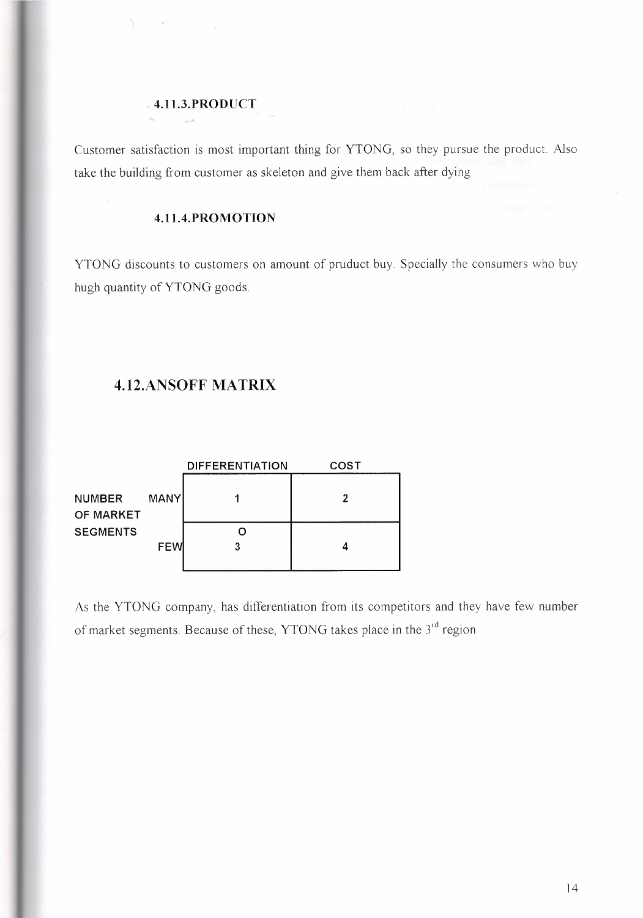#### 4.11.3.PRODUCT

Customer satisfaction is most important thing for YTONG, so they pursue the product. Also take the building from customer as skeleton and give them back after dying.

#### 4.11.4.PROMOTION

YTONG discounts to customers on amount of pruduct buy. Specially the consumers who buy hugh quantity of YTONG goods.

## 4.12.ANSOFF MATRIX

| | | DIFFERENTIATION | COST |
|---|---|---|---|
| NUMBER OF MARKET SEGMENTS | MANY | 1 | 2 |
| | FEW | O 3 | 4 |

As the YTONG company, has differentiation from its competitors and they have few number of market segments. Because of these, YTONG takes place in the 3rd region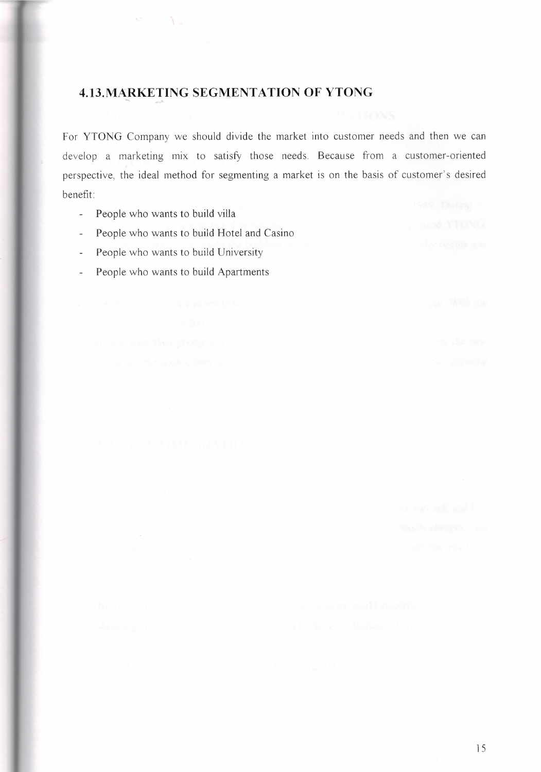## 4.13. MARKETING SEGMENTATION OF YTONG

For YTONG Company we should divide the market into customer needs and then we can develop a marketing mix to satisfy those needs. Because from a customer-oriented perspective, the ideal method for segmenting a market is on the basis of customer's desired benefit:

- People who wants to build villa
- People who wants to build Hotel and Casino
- People who wants to build University
- People who wants to build Apartments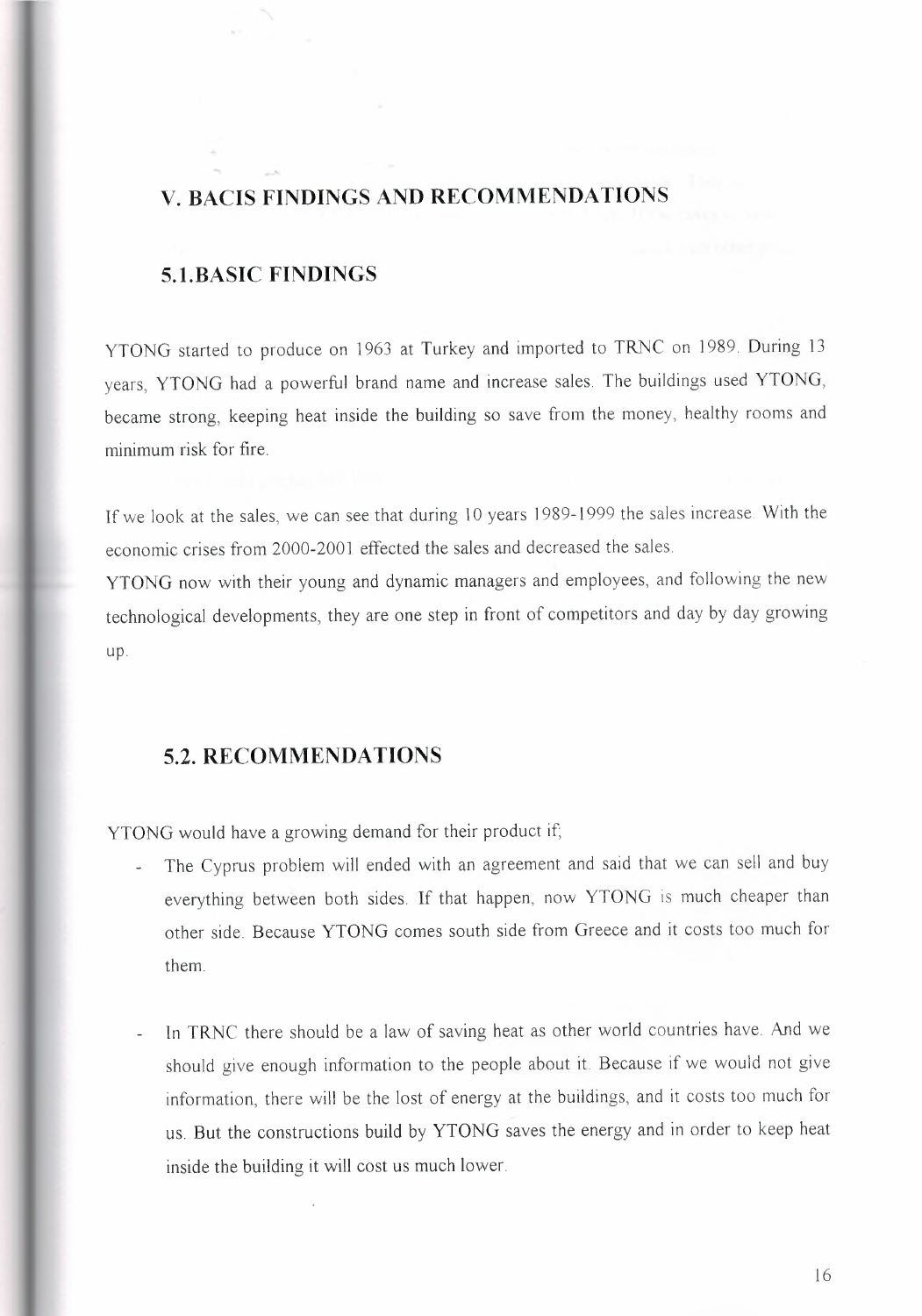## V. BACIS FINDINGS AND RECOMMENDATIONS

### 5.1.BASIC FINDINGS

YTONG started to produce on 1963 at Turkey and imported to TRNC on 1989. During 13 years, YTONG had a powerful brand name and increase sales. The buildings used YTONG, became strong, keeping heat inside the building so save from the money, healthy rooms and minimum risk for fire.

If we look at the sales, we can see that during 10 years 1989-1999 the sales increase. With the economic crises from 2000-2001 effected the sales and decreased the sales.

YTONG now with their young and dynamic managers and employees, and following the new technological developments, they are one step in front of competitors and day by day growing up.

### 5.2. RECOMMENDATIONS

YTONG would have a growing demand for their product if;

- The Cyprus problem will ended with an agreement and said that we can sell and buy everything between both sides. If that happen, now YTONG is much cheaper than other side. Because YTONG comes south side from Greece and it costs too much for them.

- In TRNC there should be a law of saving heat as other world countries have. And we should give enough information to the people about it. Because if we would not give information, there will be the lost of energy at the buildings, and it costs too much for us. But the constructions build by YTONG saves the energy and in order to keep heat inside the building it will cost us much lower.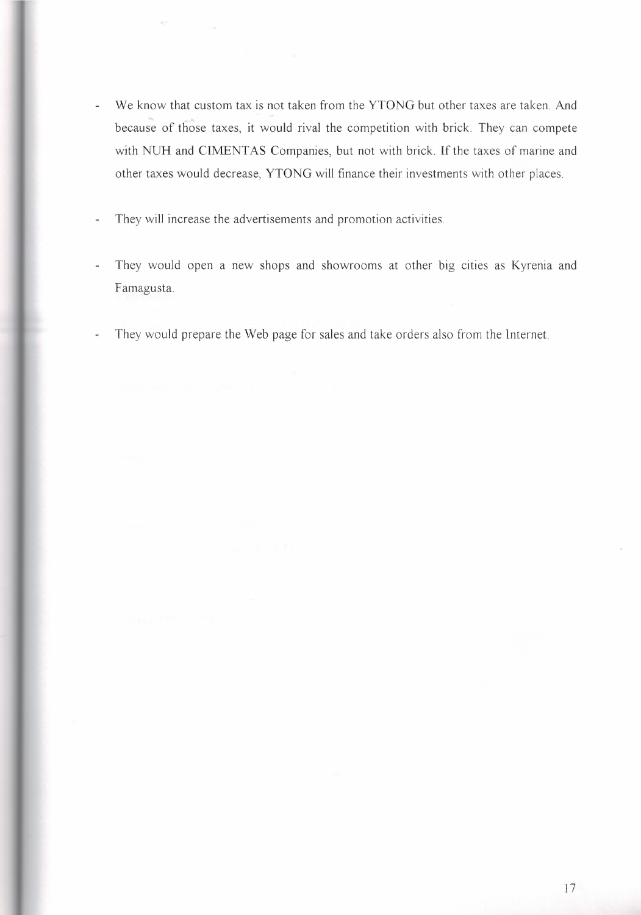- We know that custom tax is not taken from the YTONG but other taxes are taken. And because of those taxes, it would rival the competition with brick. They can compete with NUH and CIMENTAS Companies, but not with brick. If the taxes of marine and other taxes would decrease, YTONG will finance their investments with other places.

- They will increase the advertisements and promotion activities.

- They would open a new shops and showrooms at other big cities as Kyrenia and Famagusta.

- They would prepare the Web page for sales and take orders also from the Internet.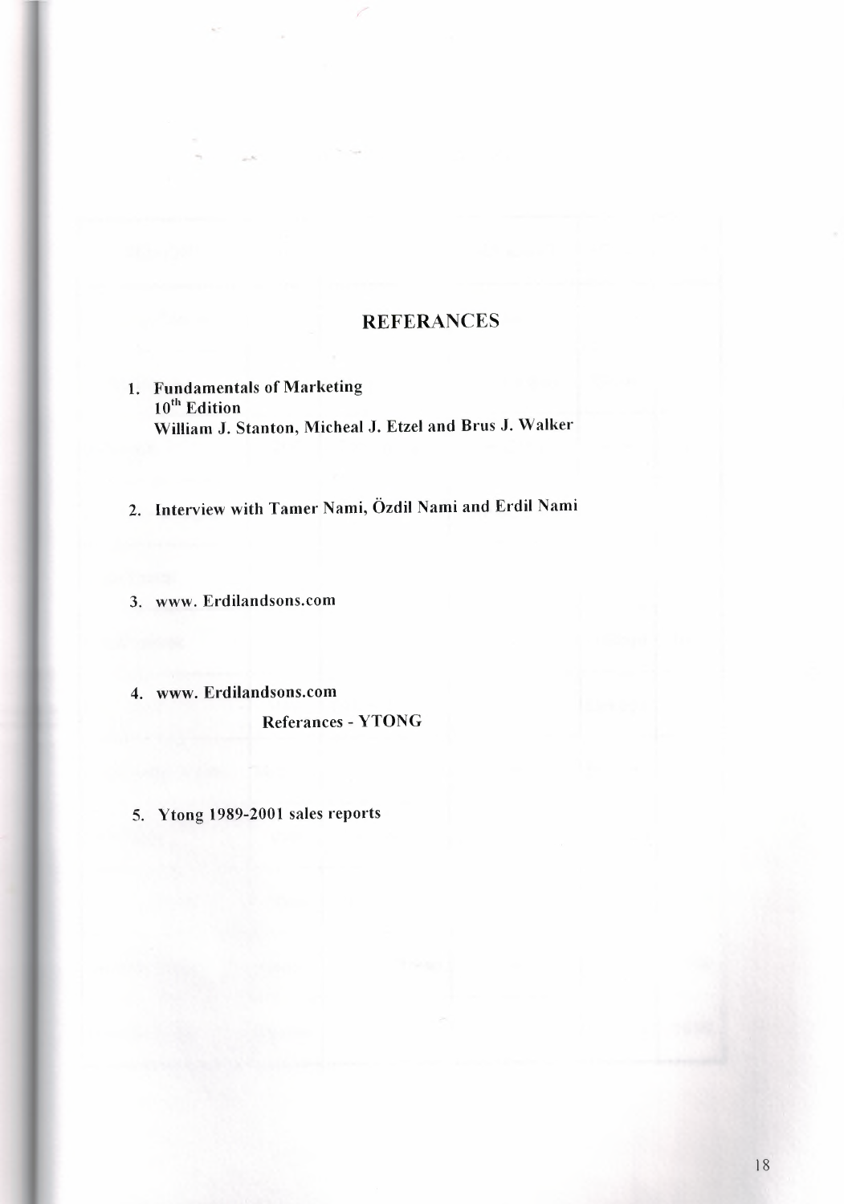# REFERANCES

1. **Fundamentals of Marketing**
   **10th Edition**
   **William J. Stanton, Micheal J. Etzel and Brus J. Walker**

2. **Interview with Tamer Nami, Özdil Nami and Erdil Nami**

3. **www. Erdilandsons.com**

4. **www. Erdilandsons.com**
   **Referances - YTONG**

5. **Ytong 1989-2001 sales reports**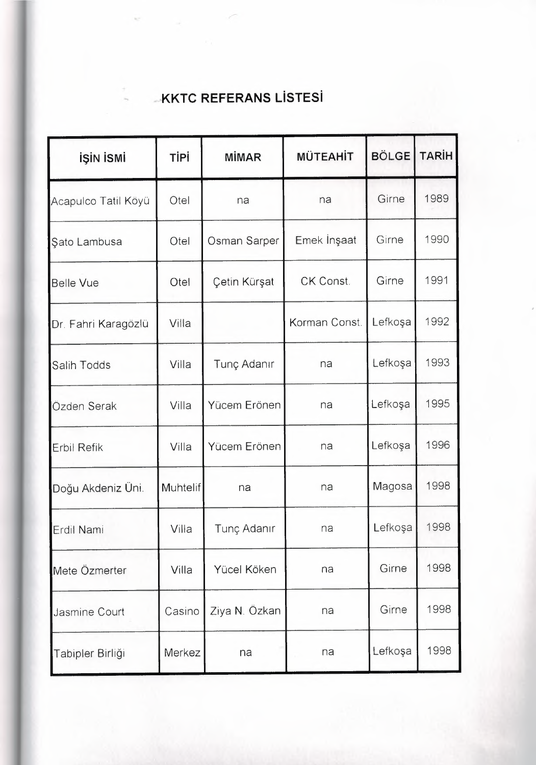## KKTC REFERANS LİSTESİ

| İŞİN İSMİ | TİPİ | MİMAR | MÜTEAHİT | BÖLGE | TARİH |
|---|---|---|---|---|---|
| Acapulco Tatil Köyü | Otel | na | na | Girne | 1989 |
| Şato Lambusa | Otel | Osman Sarper | Emek İnşaat | Girne | 1990 |
| Belle Vue | Otel | Çetin Kürşat | CK Const. | Girne | 1991 |
| Dr. Fahri Karagözlü | Villa | | Korman Const. | Lefkoşa | 1992 |
| Salih Todds | Villa | Tunç Adanır | na | Lefkoşa | 1993 |
| Özden Serak | Villa | Yücem Erönen | na | Lefkoşa | 1995 |
| Erbil Refik | Villa | Yücem Erönen | na | Lefkoşa | 1996 |
| Doğu Akdeniz Üni. | Muhtelif | na | na | Magosa | 1998 |
| Erdil Nami | Villa | Tunç Adanır | na | Lefkoşa | 1998 |
| Mete Özmerter | Villa | Yücel Köken | na | Girne | 1998 |
| Jasmine Court | Casino | Ziya N. Özkan | na | Girne | 1998 |
| Tabipler Birliği | Merkez | na | na | Lefkoşa | 1998 |